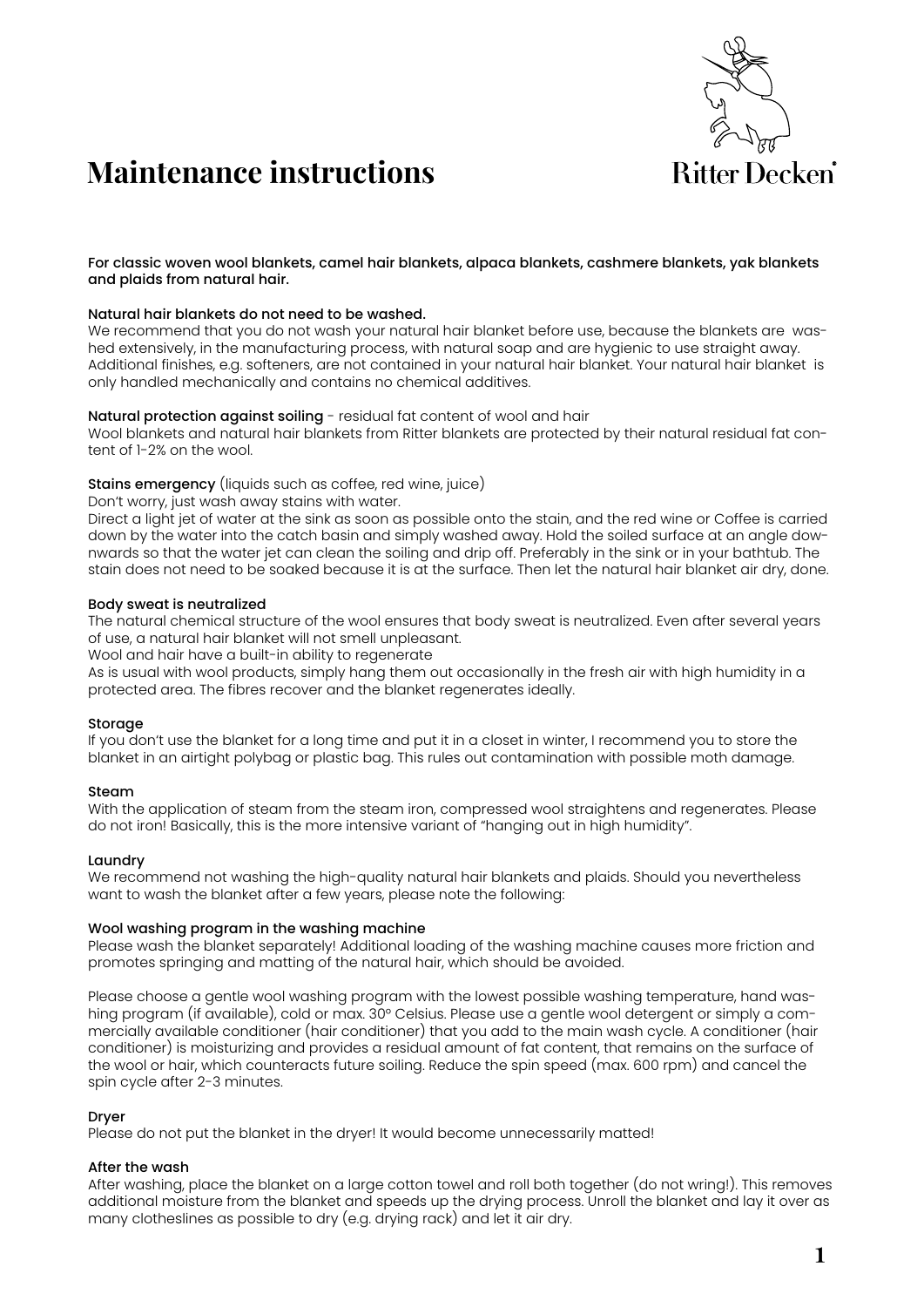# Maintenance instructions

Ritter Decken

**For classic woven wool blankets, camel hair blankets, alpaca blankets, cashmere blankets, yak blankets and plaids from natural hair.**

**Natural hair blankets do not need to be washed.**
We recommend that you do not wash your natural hair blanket before use, because the blankets are washed extensively, in the manufacturing process, with natural soap and are hygienic to use straight away. Additional finishes, e.g. softeners, are not contained in your natural hair blanket. Your natural hair blanket is only handled mechanically and contains no chemical additives.

**Natural protection against soiling** - residual fat content of wool and hair
Wool blankets and natural hair blankets from Ritter blankets are protected by their natural residual fat content of 1-2% on the wool.

**Stains emergency** (liquids such as coffee, red wine, juice)
Don't worry, just wash away stains with water.
Direct a light jet of water at the sink as soon as possible onto the stain, and the red wine or Coffee is carried down by the water into the catch basin and simply washed away. Hold the soiled surface at an angle downwards so that the water jet can clean the soiling and drip off. Preferably in the sink or in your bathtub. The stain does not need to be soaked because it is at the surface. Then let the natural hair blanket air dry, done.

**Body sweat is neutralized**
The natural chemical structure of the wool ensures that body sweat is neutralized. Even after several years of use, a natural hair blanket will not smell unpleasant.
Wool and hair have a built-in ability to regenerate
As is usual with wool products, simply hang them out occasionally in the fresh air with high humidity in a protected area. The fibres recover and the blanket regenerates ideally.

**Storage**
If you don't use the blanket for a long time and put it in a closet in winter, I recommend you to store the blanket in an airtight polybag or plastic bag. This rules out contamination with possible moth damage.

**Steam**
With the application of steam from the steam iron, compressed wool straightens and regenerates. Please do not iron! Basically, this is the more intensive variant of "hanging out in high humidity".

**Laundry**
We recommend not washing the high-quality natural hair blankets and plaids. Should you nevertheless want to wash the blanket after a few years, please note the following:

**Wool washing program in the washing machine**
Please wash the blanket separately! Additional loading of the washing machine causes more friction and promotes springing and matting of the natural hair, which should be avoided.

Please choose a gentle wool washing program with the lowest possible washing temperature, hand washing program (if available), cold or max. 30° Celsius. Please use a gentle wool detergent or simply a commercially available conditioner (hair conditioner) that you add to the main wash cycle. A conditioner (hair conditioner) is moisturizing and provides a residual amount of fat content, that remains on the surface of the wool or hair, which counteracts future soiling. Reduce the spin speed (max. 600 rpm) and cancel the spin cycle after 2-3 minutes.

**Dryer**
Please do not put the blanket in the dryer! It would become unnecessarily matted!

**After the wash**
After washing, place the blanket on a large cotton towel and roll both together (do not wring!). This removes additional moisture from the blanket and speeds up the drying process. Unroll the blanket and lay it over as many clotheslines as possible to dry (e.g. drying rack) and let it air dry.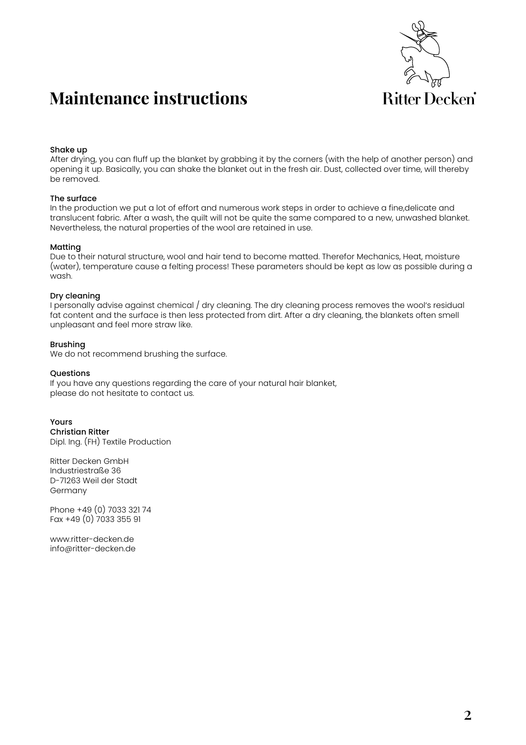# Maintenance instructions

Ritter Decken

### Shake up

After drying, you can fluff up the blanket by grabbing it by the corners (with the help of another person) and opening it up. Basically, you can shake the blanket out in the fresh air. Dust, collected over time, will thereby be removed.

### The surface

In the production we put a lot of effort and numerous work steps in order to achieve a fine,delicate and translucent fabric. After a wash, the quilt will not be quite the same compared to a new, unwashed blanket. Nevertheless, the natural properties of the wool are retained in use.

### Matting

Due to their natural structure, wool and hair tend to become matted. Therefor Mechanics, Heat, moisture (water), temperature cause a felting process! These parameters should be kept as low as possible during a wash.

### Dry cleaning

I personally advise against chemical / dry cleaning. The dry cleaning process removes the wool's residual fat content and the surface is then less protected from dirt. After a dry cleaning, the blankets often smell unpleasant and feel more straw like.

### Brushing

We do not recommend brushing the surface.

### Questions

If you have any questions regarding the care of your natural hair blanket,
please do not hesitate to contact us.

Yours
Christian Ritter
Dipl. Ing. (FH) Textile Production

Ritter Decken GmbH
Industriestraße 36
D-71263 Weil der Stadt
Germany

Phone +49 (0) 7033 321 74
Fax +49 (0) 7033 355 91

www.ritter-decken.de
info@ritter-decken.de